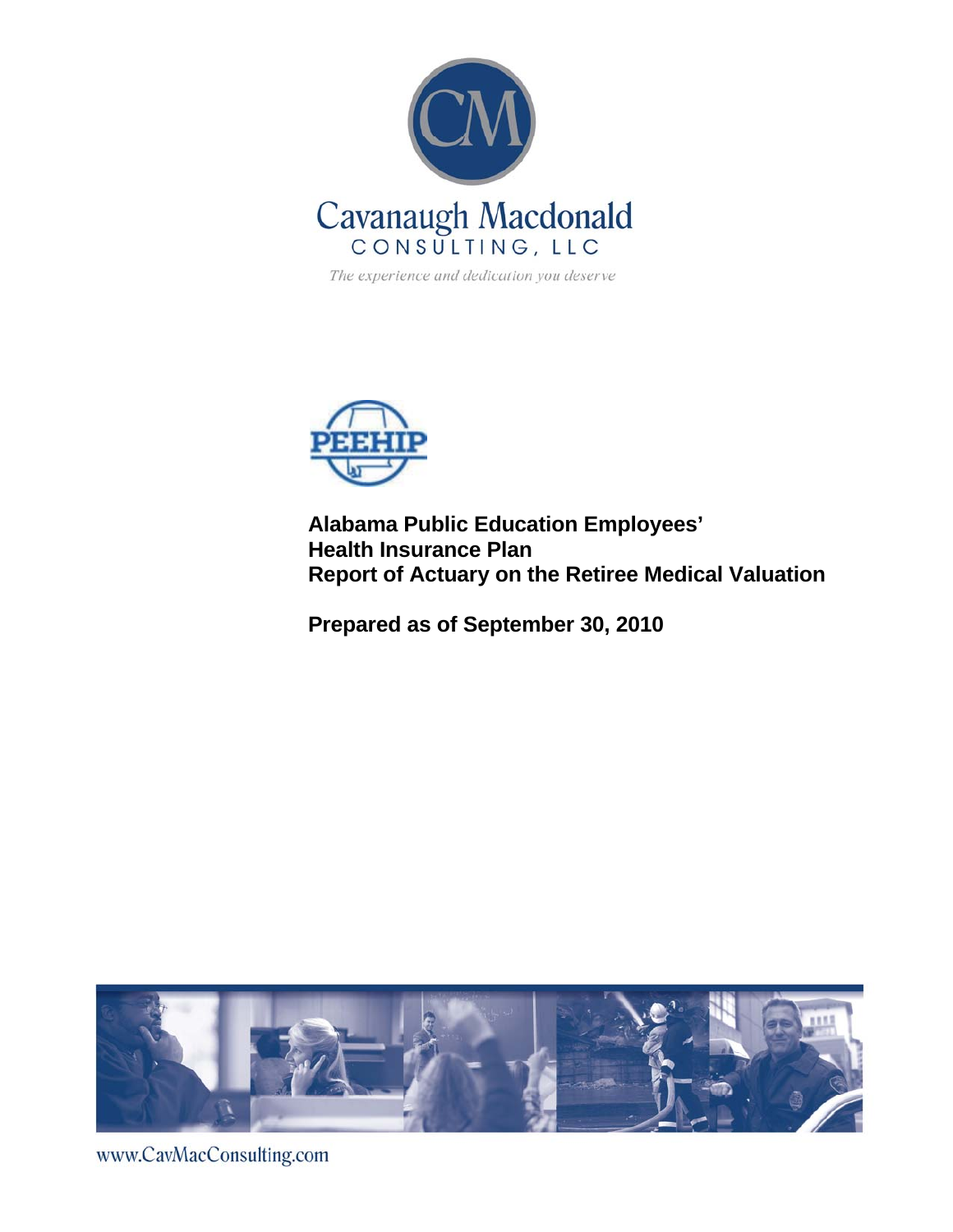Cavanaugh Macdonald

CONSULTING, LLC

*The experience and dedication you deserve*

PEEHIP

# Alabama Public Education Employees' Health Insurance Plan Report of Actuary on the Retiree Medical Valuation

## Prepared as of September 30, 2010

www.CavMacConsulting.com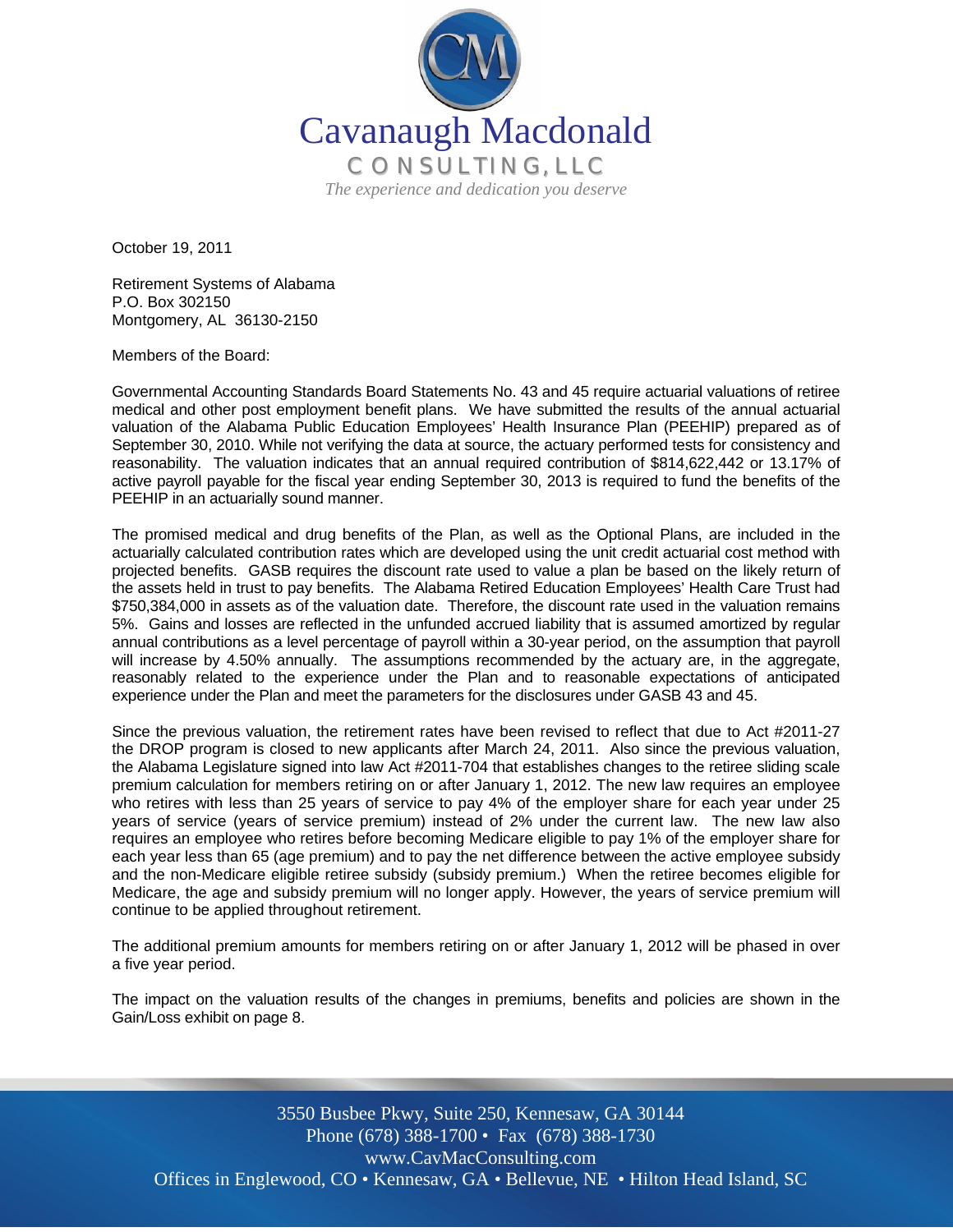# Cavanaugh Macdonald

CONSULTING, LLC

*The experience and dedication you deserve*

October 19, 2011

Retirement Systems of Alabama
P.O. Box 302150
Montgomery, AL 36130-2150

Members of the Board:

Governmental Accounting Standards Board Statements No. 43 and 45 require actuarial valuations of retiree medical and other post employment benefit plans. We have submitted the results of the annual actuarial valuation of the Alabama Public Education Employees' Health Insurance Plan (PEEHIP) prepared as of September 30, 2010. While not verifying the data at source, the actuary performed tests for consistency and reasonability. The valuation indicates that an annual required contribution of $814,622,442 or 13.17% of active payroll payable for the fiscal year ending September 30, 2013 is required to fund the benefits of the PEEHIP in an actuarially sound manner.

The promised medical and drug benefits of the Plan, as well as the Optional Plans, are included in the actuarially calculated contribution rates which are developed using the unit credit actuarial cost method with projected benefits. GASB requires the discount rate used to value a plan be based on the likely return of the assets held in trust to pay benefits. The Alabama Retired Education Employees' Health Care Trust had $750,384,000 in assets as of the valuation date. Therefore, the discount rate used in the valuation remains 5%. Gains and losses are reflected in the unfunded accrued liability that is assumed amortized by regular annual contributions as a level percentage of payroll within a 30-year period, on the assumption that payroll will increase by 4.50% annually. The assumptions recommended by the actuary are, in the aggregate, reasonably related to the experience under the Plan and to reasonable expectations of anticipated experience under the Plan and meet the parameters for the disclosures under GASB 43 and 45.

Since the previous valuation, the retirement rates have been revised to reflect that due to Act #2011-27 the DROP program is closed to new applicants after March 24, 2011. Also since the previous valuation, the Alabama Legislature signed into law Act #2011-704 that establishes changes to the retiree sliding scale premium calculation for members retiring on or after January 1, 2012. The new law requires an employee who retires with less than 25 years of service to pay 4% of the employer share for each year under 25 years of service (years of service premium) instead of 2% under the current law. The new law also requires an employee who retires before becoming Medicare eligible to pay 1% of the employer share for each year less than 65 (age premium) and to pay the net difference between the active employee subsidy and the non-Medicare eligible retiree subsidy (subsidy premium.) When the retiree becomes eligible for Medicare, the age and subsidy premium will no longer apply. However, the years of service premium will continue to be applied throughout retirement.

The additional premium amounts for members retiring on or after January 1, 2012 will be phased in over a five year period.

The impact on the valuation results of the changes in premiums, benefits and policies are shown in the Gain/Loss exhibit on page 8.

3550 Busbee Pkwy, Suite 250, Kennesaw, GA 30144
Phone (678) 388-1700 • Fax (678) 388-1730
www.CavMacConsulting.com
Offices in Englewood, CO • Kennesaw, GA • Bellevue, NE • Hilton Head Island, SC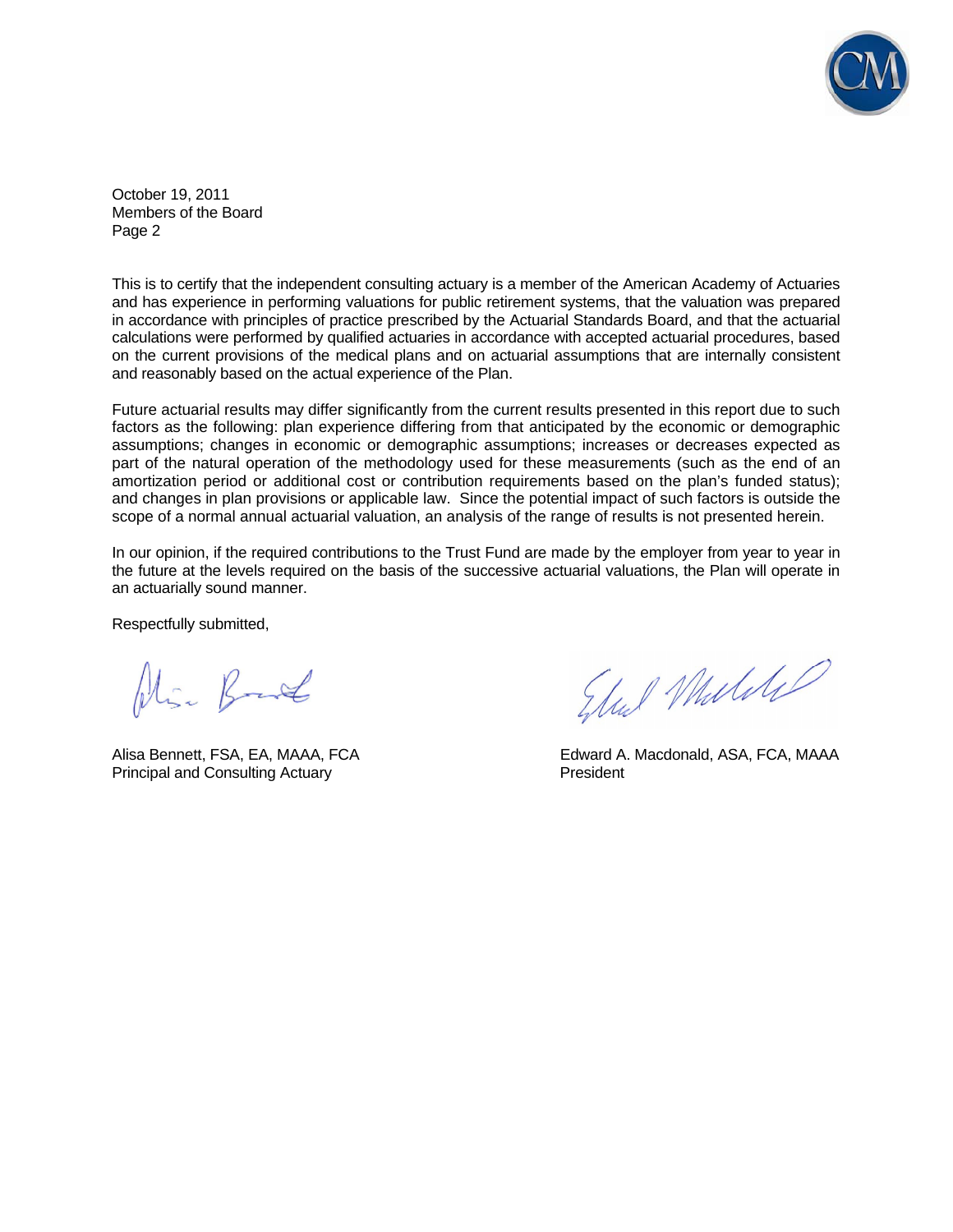October 19, 2011
Members of the Board
Page 2

This is to certify that the independent consulting actuary is a member of the American Academy of Actuaries and has experience in performing valuations for public retirement systems, that the valuation was prepared in accordance with principles of practice prescribed by the Actuarial Standards Board, and that the actuarial calculations were performed by qualified actuaries in accordance with accepted actuarial procedures, based on the current provisions of the medical plans and on actuarial assumptions that are internally consistent and reasonably based on the actual experience of the Plan.

Future actuarial results may differ significantly from the current results presented in this report due to such factors as the following: plan experience differing from that anticipated by the economic or demographic assumptions; changes in economic or demographic assumptions; increases or decreases expected as part of the natural operation of the methodology used for these measurements (such as the end of an amortization period or additional cost or contribution requirements based on the plan's funded status); and changes in plan provisions or applicable law. Since the potential impact of such factors is outside the scope of a normal annual actuarial valuation, an analysis of the range of results is not presented herein.

In our opinion, if the required contributions to the Trust Fund are made by the employer from year to year in the future at the levels required on the basis of the successive actuarial valuations, the Plan will operate in an actuarially sound manner.

Respectfully submitted,

Alisa Bennett, FSA, EA, MAAA, FCA
Principal and Consulting Actuary

Edward A. Macdonald, ASA, FCA, MAAA
President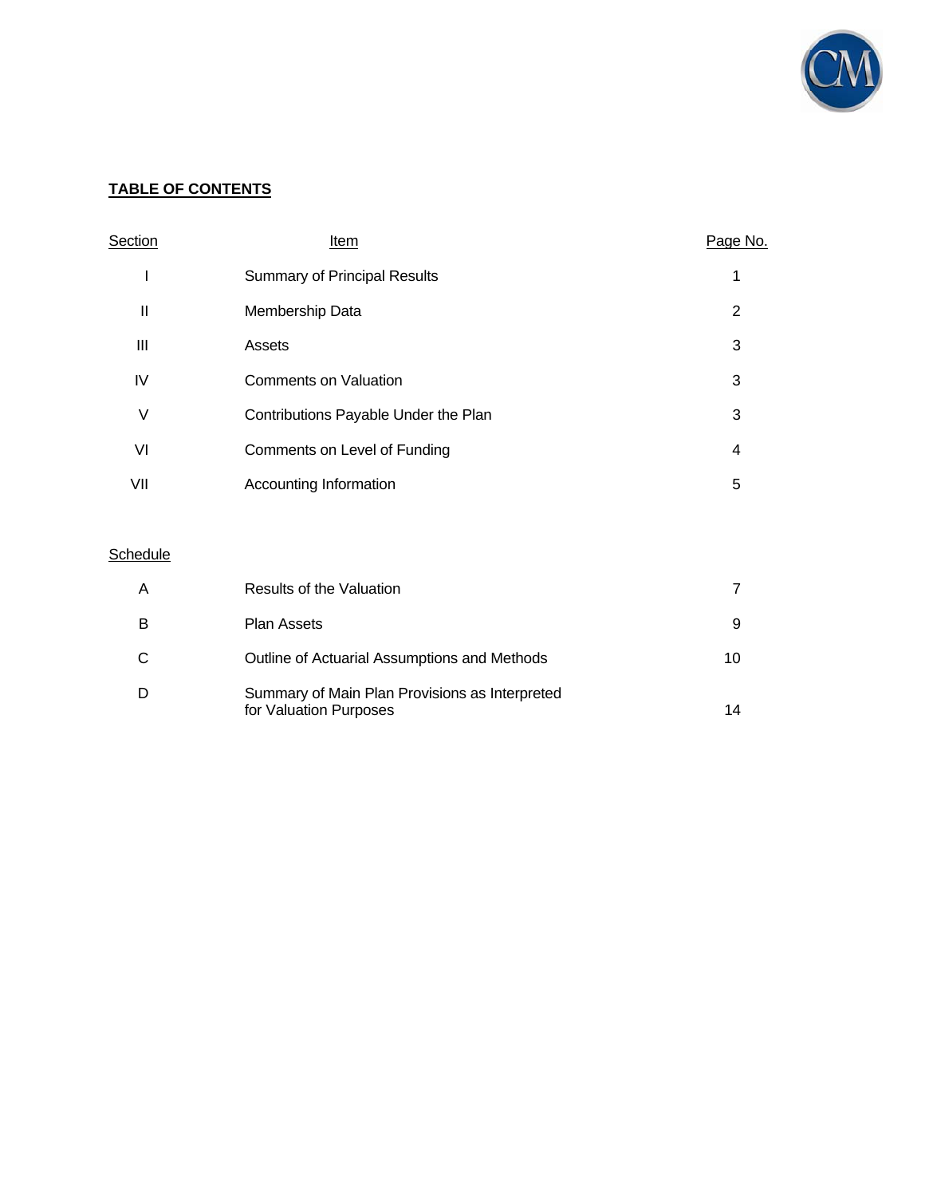## TABLE OF CONTENTS

| Section | Item | Page No. |
|---|---|---|
| I | Summary of Principal Results | 1 |
| II | Membership Data | 2 |
| III | Assets | 3 |
| IV | Comments on Valuation | 3 |
| V | Contributions Payable Under the Plan | 3 |
| VI | Comments on Level of Funding | 4 |
| VII | Accounting Information | 5 |

| Schedule | | |
|---|---|---|
| A | Results of the Valuation | 7 |
| B | Plan Assets | 9 |
| C | Outline of Actuarial Assumptions and Methods | 10 |
| D | Summary of Main Plan Provisions as Interpreted for Valuation Purposes | 14 |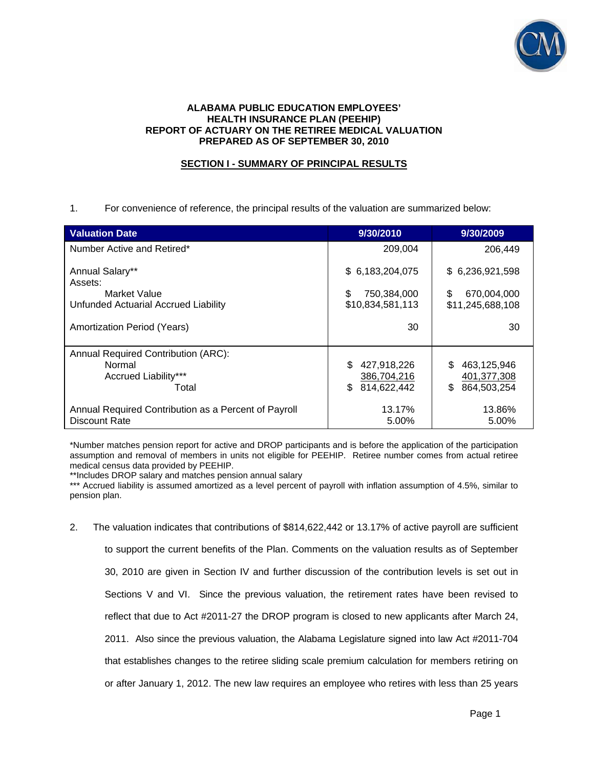**ALABAMA PUBLIC EDUCATION EMPLOYEES' HEALTH INSURANCE PLAN (PEEHIP)**
**REPORT OF ACTUARY ON THE RETIREE MEDICAL VALUATION**
**PREPARED AS OF SEPTEMBER 30, 2010**

## SECTION I - SUMMARY OF PRINCIPAL RESULTS

1. For convenience of reference, the principal results of the valuation are summarized below:

| Valuation Date | 9/30/2010 | 9/30/2009 |
|---|---|---|
| Number Active and Retired* | 209,004 | 206,449 |
| Annual Salary** | $ 6,183,204,075 | $ 6,236,921,598 |
| Assets: | | |
| Market Value | $ 750,384,000 | $ 670,004,000 |
| Unfunded Actuarial Accrued Liability | $10,834,581,113 | $11,245,688,108 |
| Amortization Period (Years) | 30 | 30 |
| Annual Required Contribution (ARC): | | |
| Normal | $ 427,918,226 | $ 463,125,946 |
| Accrued Liability*** | 386,704,216 | 401,377,308 |
| Total | $ 814,622,442 | $ 864,503,254 |
| Annual Required Contribution as a Percent of Payroll | 13.17% | 13.86% |
| Discount Rate | 5.00% | 5.00% |

*Number matches pension report for active and DROP participants and is before the application of the participation assumption and removal of members in units not eligible for PEEHIP. Retiree number comes from actual retiree medical census data provided by PEEHIP.

**Includes DROP salary and matches pension annual salary

*** Accrued liability is assumed amortized as a level percent of payroll with inflation assumption of 4.5%, similar to pension plan.

2. The valuation indicates that contributions of $814,622,442 or 13.17% of active payroll are sufficient to support the current benefits of the Plan. Comments on the valuation results as of September 30, 2010 are given in Section IV and further discussion of the contribution levels is set out in Sections V and VI. Since the previous valuation, the retirement rates have been revised to reflect that due to Act #2011-27 the DROP program is closed to new applicants after March 24, 2011. Also since the previous valuation, the Alabama Legislature signed into law Act #2011-704 that establishes changes to the retiree sliding scale premium calculation for members retiring on or after January 1, 2012. The new law requires an employee who retires with less than 25 years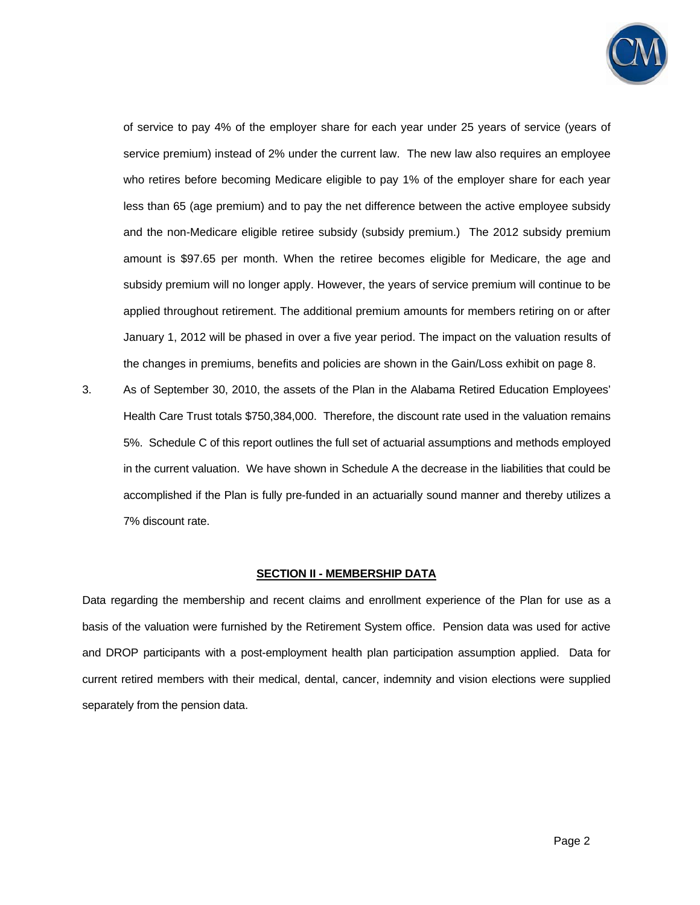of service to pay 4% of the employer share for each year under 25 years of service (years of service premium) instead of 2% under the current law. The new law also requires an employee who retires before becoming Medicare eligible to pay 1% of the employer share for each year less than 65 (age premium) and to pay the net difference between the active employee subsidy and the non-Medicare eligible retiree subsidy (subsidy premium.) The 2012 subsidy premium amount is $97.65 per month. When the retiree becomes eligible for Medicare, the age and subsidy premium will no longer apply. However, the years of service premium will continue to be applied throughout retirement. The additional premium amounts for members retiring on or after January 1, 2012 will be phased in over a five year period. The impact on the valuation results of the changes in premiums, benefits and policies are shown in the Gain/Loss exhibit on page 8.

3. As of September 30, 2010, the assets of the Plan in the Alabama Retired Education Employees' Health Care Trust totals $750,384,000. Therefore, the discount rate used in the valuation remains 5%. Schedule C of this report outlines the full set of actuarial assumptions and methods employed in the current valuation. We have shown in Schedule A the decrease in the liabilities that could be accomplished if the Plan is fully pre-funded in an actuarially sound manner and thereby utilizes a 7% discount rate.

## SECTION II - MEMBERSHIP DATA

Data regarding the membership and recent claims and enrollment experience of the Plan for use as a basis of the valuation were furnished by the Retirement System office. Pension data was used for active and DROP participants with a post-employment health plan participation assumption applied. Data for current retired members with their medical, dental, cancer, indemnity and vision elections were supplied separately from the pension data.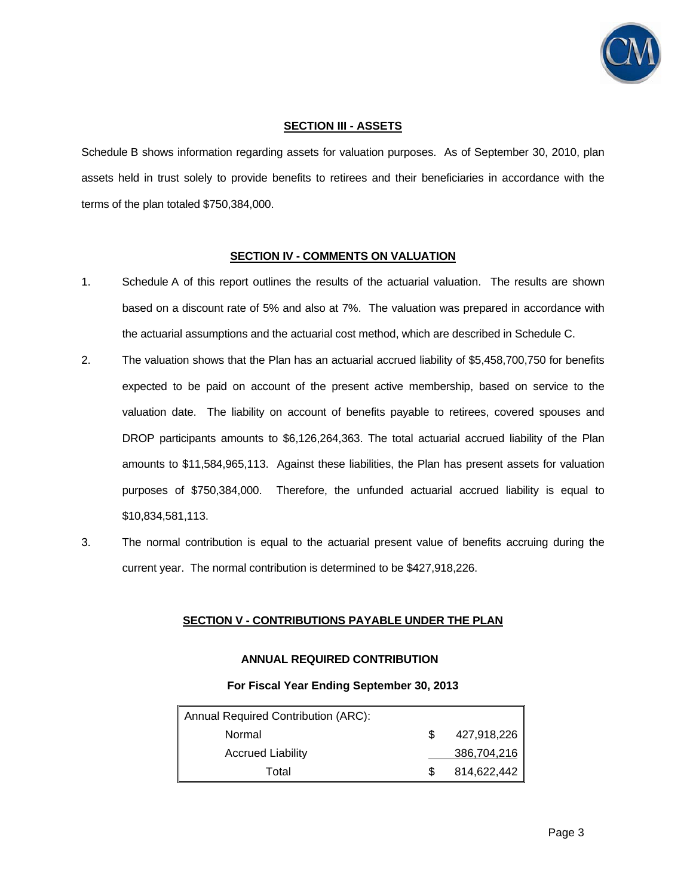## SECTION III - ASSETS

Schedule B shows information regarding assets for valuation purposes. As of September 30, 2010, plan assets held in trust solely to provide benefits to retirees and their beneficiaries in accordance with the terms of the plan totaled $750,384,000.

## SECTION IV - COMMENTS ON VALUATION

1. Schedule A of this report outlines the results of the actuarial valuation. The results are shown based on a discount rate of 5% and also at 7%. The valuation was prepared in accordance with the actuarial assumptions and the actuarial cost method, which are described in Schedule C.

2. The valuation shows that the Plan has an actuarial accrued liability of $5,458,700,750 for benefits expected to be paid on account of the present active membership, based on service to the valuation date. The liability on account of benefits payable to retirees, covered spouses and DROP participants amounts to $6,126,264,363. The total actuarial accrued liability of the Plan amounts to $11,584,965,113. Against these liabilities, the Plan has present assets for valuation purposes of $750,384,000. Therefore, the unfunded actuarial accrued liability is equal to $10,834,581,113.

3. The normal contribution is equal to the actuarial present value of benefits accruing during the current year. The normal contribution is determined to be $427,918,226.

## SECTION V - CONTRIBUTIONS PAYABLE UNDER THE PLAN

### ANNUAL REQUIRED CONTRIBUTION

### For Fiscal Year Ending September 30, 2013

| | | |
|---|---|---|
| Annual Required Contribution (ARC): | | |
| Normal | $ | 427,918,226 |
| Accrued Liability | | 386,704,216 |
| Total | $ | 814,622,442 |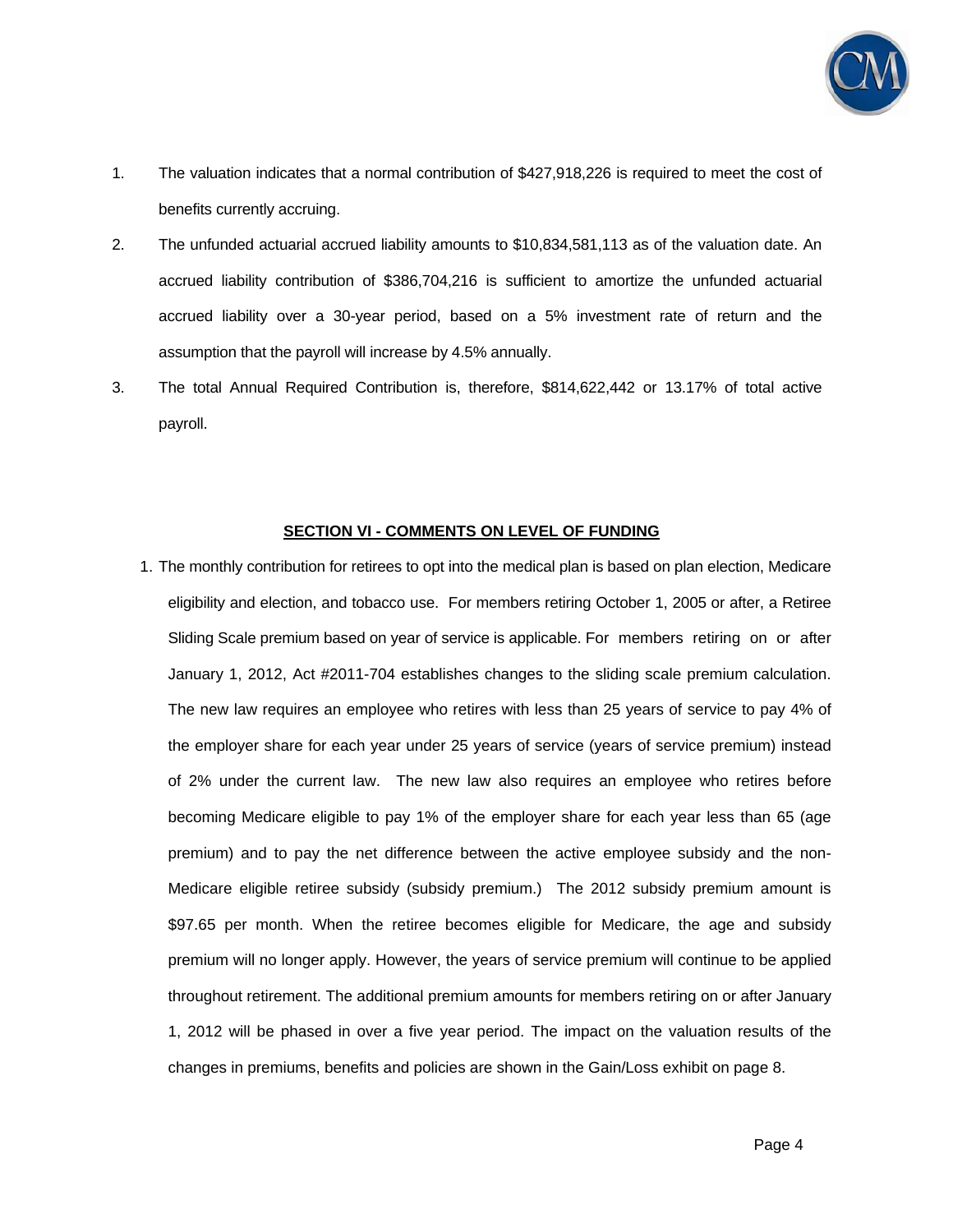1. The valuation indicates that a normal contribution of $427,918,226 is required to meet the cost of benefits currently accruing.
2. The unfunded actuarial accrued liability amounts to $10,834,581,113 as of the valuation date. An accrued liability contribution of $386,704,216 is sufficient to amortize the unfunded actuarial accrued liability over a 30-year period, based on a 5% investment rate of return and the assumption that the payroll will increase by 4.5% annually.
3. The total Annual Required Contribution is, therefore, $814,622,442 or 13.17% of total active payroll.

## SECTION VI - COMMENTS ON LEVEL OF FUNDING

1. The monthly contribution for retirees to opt into the medical plan is based on plan election, Medicare eligibility and election, and tobacco use. For members retiring October 1, 2005 or after, a Retiree Sliding Scale premium based on year of service is applicable. For members retiring on or after January 1, 2012, Act #2011-704 establishes changes to the sliding scale premium calculation. The new law requires an employee who retires with less than 25 years of service to pay 4% of the employer share for each year under 25 years of service (years of service premium) instead of 2% under the current law. The new law also requires an employee who retires before becoming Medicare eligible to pay 1% of the employer share for each year less than 65 (age premium) and to pay the net difference between the active employee subsidy and the non-Medicare eligible retiree subsidy (subsidy premium.) The 2012 subsidy premium amount is $97.65 per month. When the retiree becomes eligible for Medicare, the age and subsidy premium will no longer apply. However, the years of service premium will continue to be applied throughout retirement. The additional premium amounts for members retiring on or after January 1, 2012 will be phased in over a five year period. The impact on the valuation results of the changes in premiums, benefits and policies are shown in the Gain/Loss exhibit on page 8.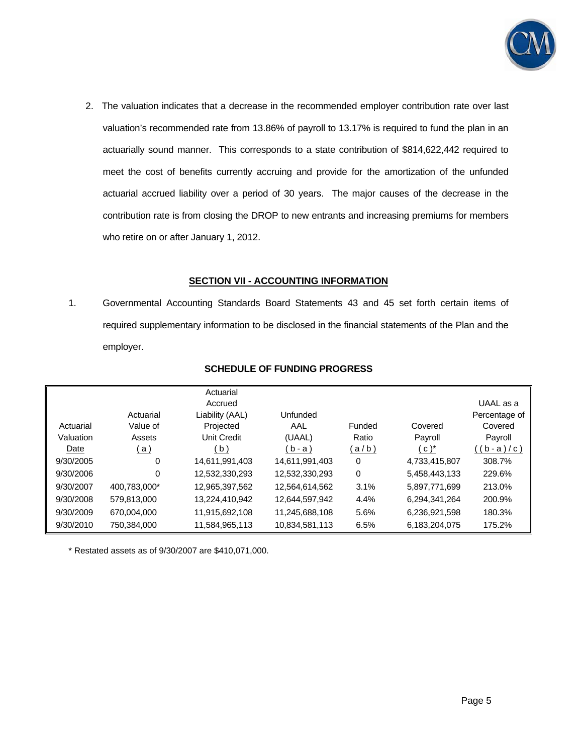2. The valuation indicates that a decrease in the recommended employer contribution rate over last valuation's recommended rate from 13.86% of payroll to 13.17% is required to fund the plan in an actuarially sound manner. This corresponds to a state contribution of $814,622,442 required to meet the cost of benefits currently accruing and provide for the amortization of the unfunded actuarial accrued liability over a period of 30 years. The major causes of the decrease in the contribution rate is from closing the DROP to new entrants and increasing premiums for members who retire on or after January 1, 2012.

## SECTION VII - ACCOUNTING INFORMATION

1. Governmental Accounting Standards Board Statements 43 and 45 set forth certain items of required supplementary information to be disclosed in the financial statements of the Plan and the employer.

**SCHEDULE OF FUNDING PROGRESS**

| Actuarial Valuation Date | Actuarial Value of Assets ( a ) | Actuarial Accrued Liability (AAL) Projected Unit Credit ( b ) | Unfunded AAL (UAAL) ( b - a ) | Funded Ratio ( a / b ) | Covered Payroll ( c )* | UAAL as a Percentage of Covered Payroll ( ( b - a ) / c ) |
|---|---|---|---|---|---|---|
| 9/30/2005 | 0 | 14,611,991,403 | 14,611,991,403 | 0 | 4,733,415,807 | 308.7% |
| 9/30/2006 | 0 | 12,532,330,293 | 12,532,330,293 | 0 | 5,458,443,133 | 229.6% |
| 9/30/2007 | 400,783,000* | 12,965,397,562 | 12,564,614,562 | 3.1% | 5,897,771,699 | 213.0% |
| 9/30/2008 | 579,813,000 | 13,224,410,942 | 12,644,597,942 | 4.4% | 6,294,341,264 | 200.9% |
| 9/30/2009 | 670,004,000 | 11,915,692,108 | 11,245,688,108 | 5.6% | 6,236,921,598 | 180.3% |
| 9/30/2010 | 750,384,000 | 11,584,965,113 | 10,834,581,113 | 6.5% | 6,183,204,075 | 175.2% |

\* Restated assets as of 9/30/2007 are $410,071,000.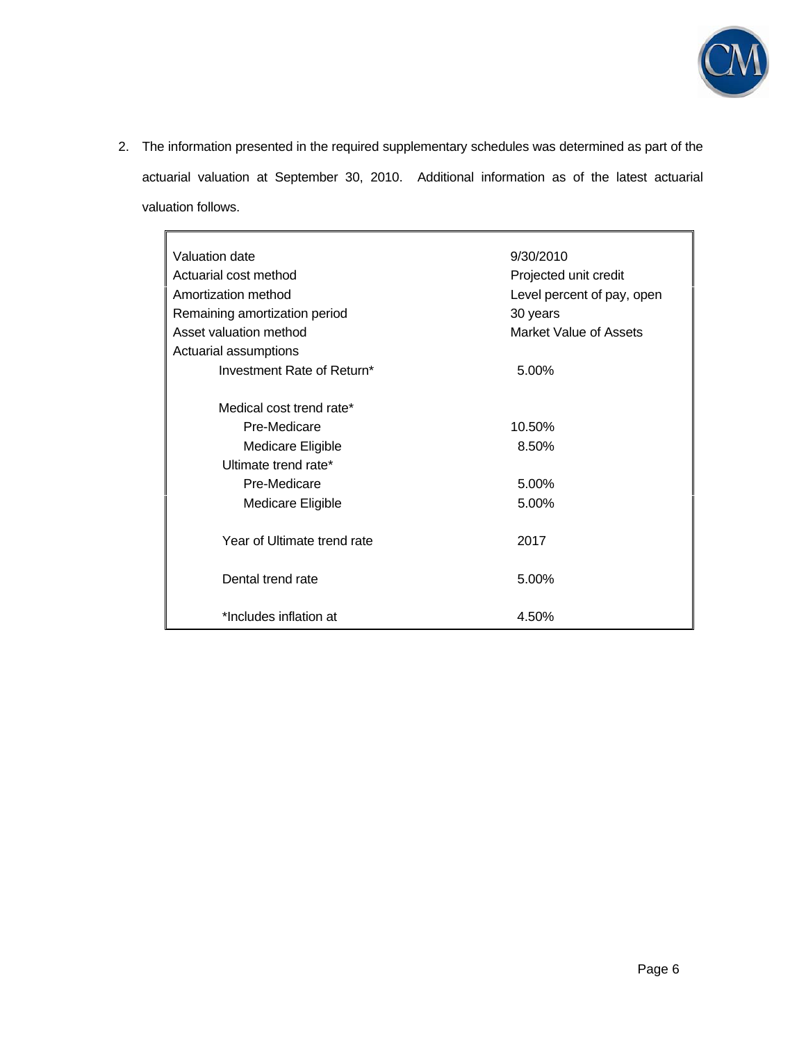2. The information presented in the required supplementary schedules was determined as part of the actuarial valuation at September 30, 2010. Additional information as of the latest actuarial valuation follows.

| | |
|---|---|
| Valuation date | 9/30/2010 |
| Actuarial cost method | Projected unit credit |
| Amortization method | Level percent of pay, open |
| Remaining amortization period | 30 years |
| Asset valuation method | Market Value of Assets |
| Actuarial assumptions | |
| Investment Rate of Return* | 5.00% |
| Medical cost trend rate* | |
| Pre-Medicare | 10.50% |
| Medicare Eligible | 8.50% |
| Ultimate trend rate* | |
| Pre-Medicare | 5.00% |
| Medicare Eligible | 5.00% |
| Year of Ultimate trend rate | 2017 |
| Dental trend rate | 5.00% |
| *Includes inflation at | 4.50% |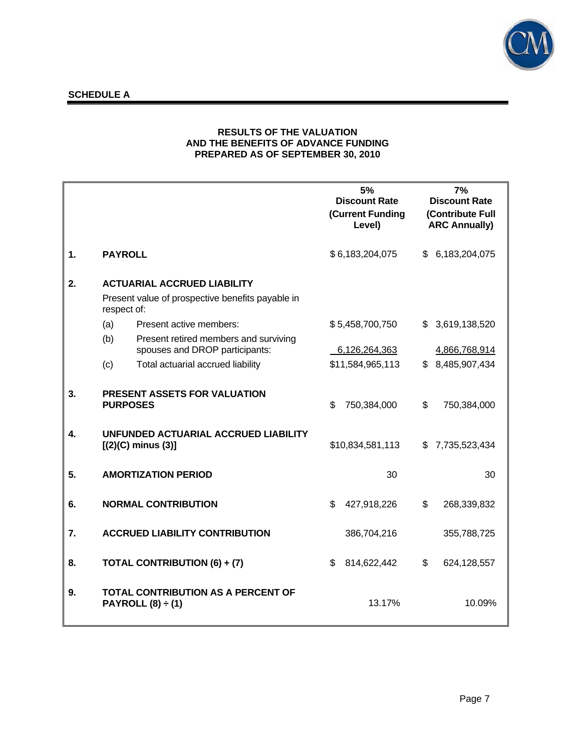**SCHEDULE A**

### RESULTS OF THE VALUATION AND THE BENEFITS OF ADVANCE FUNDING PREPARED AS OF SEPTEMBER 30, 2010

| | | | 5% Discount Rate (Current Funding Level) | 7% Discount Rate (Contribute Full ARC Annually) |
|---|---|---|---|---|
| 1. | **PAYROLL** | | $ 6,183,204,075 | $ 6,183,204,075 |
| 2. | **ACTUARIAL ACCRUED LIABILITY** | | | |
| | Present value of prospective benefits payable in respect of: | | | |
| | (a) | Present active members: | $ 5,458,700,750 | $ 3,619,138,520 |
| | (b) | Present retired members and surviving spouses and DROP participants: | 6,126,264,363 | 4,866,768,914 |
| | (c) | Total actuarial accrued liability | $11,584,965,113 | $ 8,485,907,434 |
| 3. | **PRESENT ASSETS FOR VALUATION PURPOSES** | | $ 750,384,000 | $ 750,384,000 |
| 4. | **UNFUNDED ACTUARIAL ACCRUED LIABILITY [(2)(C) minus (3)]** | | $10,834,581,113 | $ 7,735,523,434 |
| 5. | **AMORTIZATION PERIOD** | | 30 | 30 |
| 6. | **NORMAL CONTRIBUTION** | | $ 427,918,226 | $ 268,339,832 |
| 7. | **ACCRUED LIABILITY CONTRIBUTION** | | 386,704,216 | 355,788,725 |
| 8. | **TOTAL CONTRIBUTION (6) + (7)** | | $ 814,622,442 | $ 624,128,557 |
| 9. | **TOTAL CONTRIBUTION AS A PERCENT OF PAYROLL (8) ÷ (1)** | | 13.17% | 10.09% |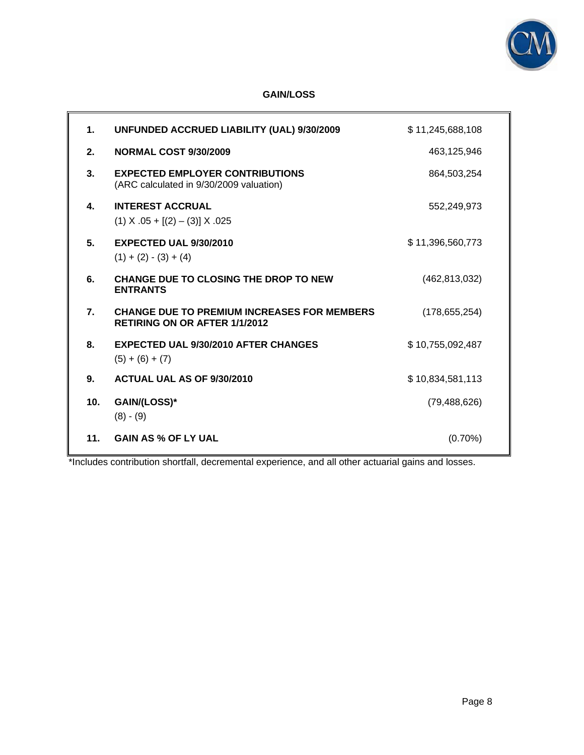## GAIN/LOSS

| | | |
|---|---|---|
| **1.** | **UNFUNDED ACCRUED LIABILITY (UAL) 9/30/2009** | $ 11,245,688,108 |
| **2.** | **NORMAL COST 9/30/2009** | 463,125,946 |
| **3.** | **EXPECTED EMPLOYER CONTRIBUTIONS** (ARC calculated in 9/30/2009 valuation) | 864,503,254 |
| **4.** | **INTEREST ACCRUAL** (1) X .05 + [(2) – (3)] X .025 | 552,249,973 |
| **5.** | **EXPECTED UAL 9/30/2010** (1) + (2) - (3) + (4) | $ 11,396,560,773 |
| **6.** | **CHANGE DUE TO CLOSING THE DROP TO NEW ENTRANTS** | (462,813,032) |
| **7.** | **CHANGE DUE TO PREMIUM INCREASES FOR MEMBERS RETIRING ON OR AFTER 1/1/2012** | (178,655,254) |
| **8.** | **EXPECTED UAL 9/30/2010 AFTER CHANGES** (5) + (6) + (7) | $ 10,755,092,487 |
| **9.** | **ACTUAL UAL AS OF 9/30/2010** | $ 10,834,581,113 |
| **10.** | **GAIN/(LOSS)*** (8) - (9) | (79,488,626) |
| **11.** | **GAIN AS % OF LY UAL** | (0.70%) |

*Includes contribution shortfall, decremental experience, and all other actuarial gains and losses.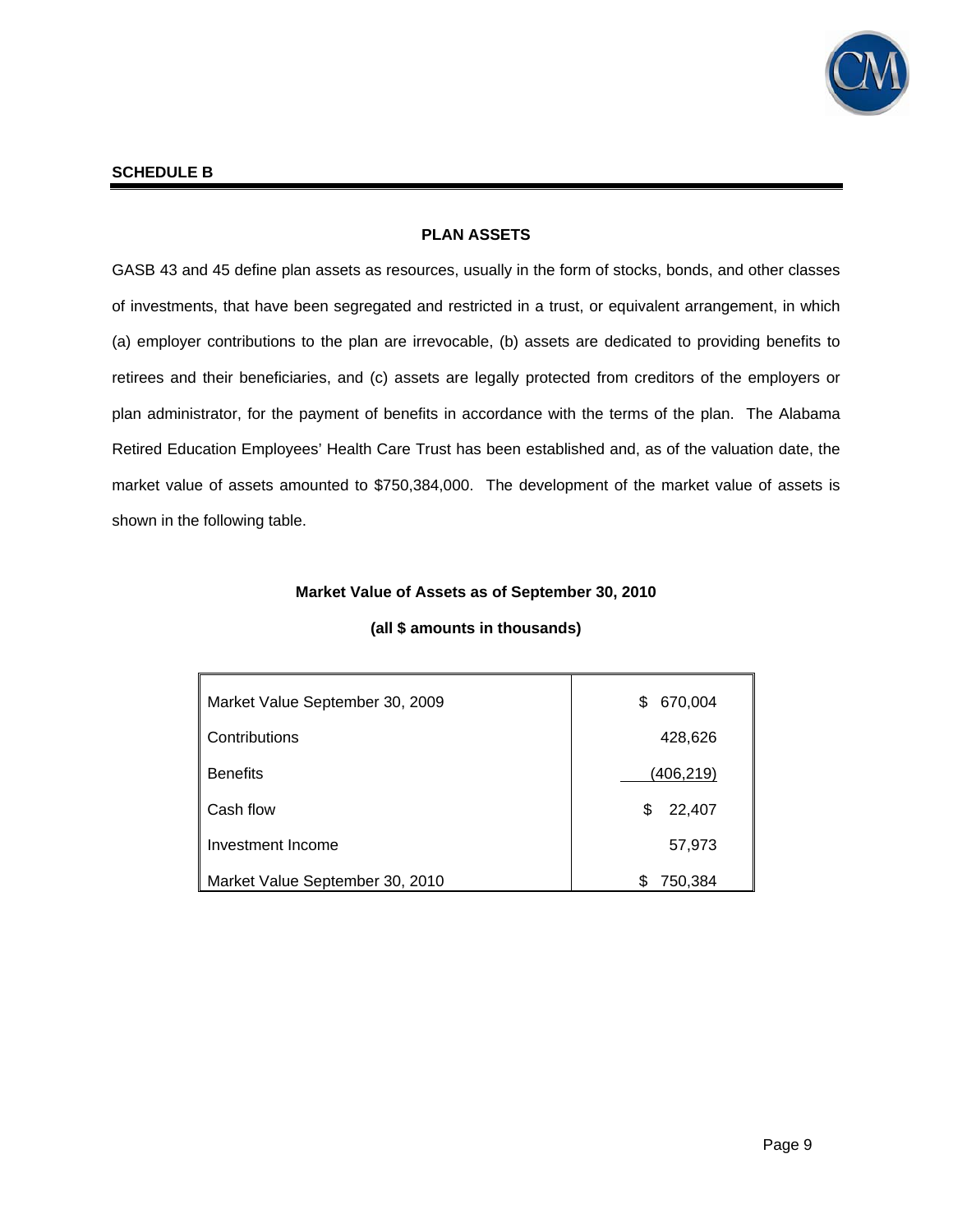## SCHEDULE B

### PLAN ASSETS

GASB 43 and 45 define plan assets as resources, usually in the form of stocks, bonds, and other classes of investments, that have been segregated and restricted in a trust, or equivalent arrangement, in which (a) employer contributions to the plan are irrevocable, (b) assets are dedicated to providing benefits to retirees and their beneficiaries, and (c) assets are legally protected from creditors of the employers or plan administrator, for the payment of benefits in accordance with the terms of the plan. The Alabama Retired Education Employees' Health Care Trust has been established and, as of the valuation date, the market value of assets amounted to $750,384,000. The development of the market value of assets is shown in the following table.

**Market Value of Assets as of September 30, 2010**

**(all $ amounts in thousands)**

| | |
|---|---|
| Market Value September 30, 2009 | $ 670,004 |
| Contributions | 428,626 |
| Benefits | (406,219) |
| Cash flow | $ 22,407 |
| Investment Income | 57,973 |
| Market Value September 30, 2010 | $ 750,384 |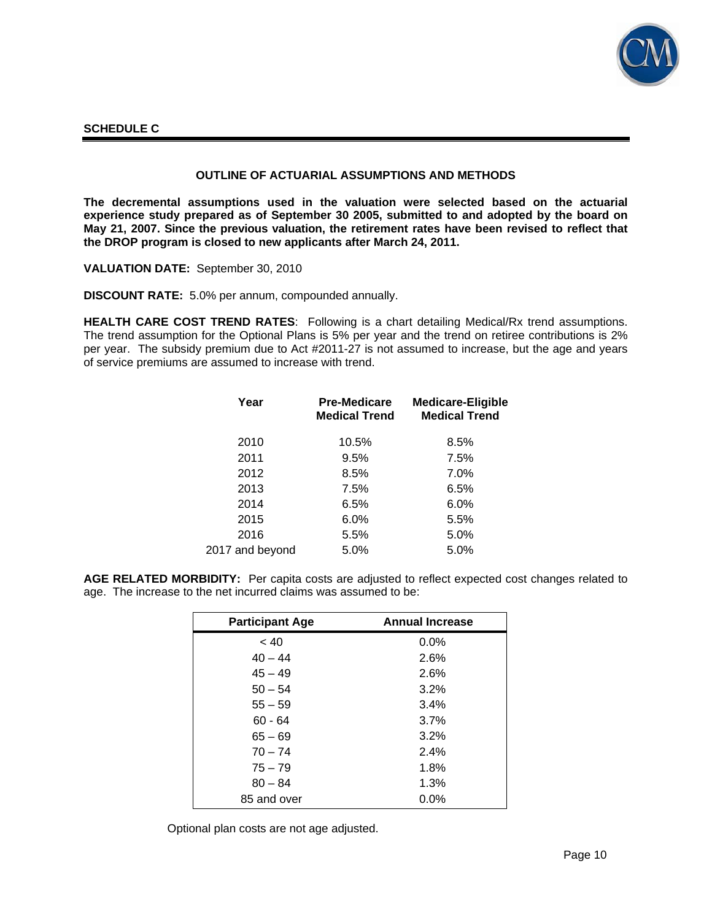**SCHEDULE C**

## OUTLINE OF ACTUARIAL ASSUMPTIONS AND METHODS

**The decremental assumptions used in the valuation were selected based on the actuarial experience study prepared as of September 30 2005, submitted to and adopted by the board on May 21, 2007. Since the previous valuation, the retirement rates have been revised to reflect that the DROP program is closed to new applicants after March 24, 2011.**

**VALUATION DATE:** September 30, 2010

**DISCOUNT RATE:** 5.0% per annum, compounded annually.

**HEALTH CARE COST TREND RATES**: Following is a chart detailing Medical/Rx trend assumptions. The trend assumption for the Optional Plans is 5% per year and the trend on retiree contributions is 2% per year. The subsidy premium due to Act #2011-27 is not assumed to increase, but the age and years of service premiums are assumed to increase with trend.

| Year | Pre-Medicare Medical Trend | Medicare-Eligible Medical Trend |
|---|---|---|
| 2010 | 10.5% | 8.5% |
| 2011 | 9.5% | 7.5% |
| 2012 | 8.5% | 7.0% |
| 2013 | 7.5% | 6.5% |
| 2014 | 6.5% | 6.0% |
| 2015 | 6.0% | 5.5% |
| 2016 | 5.5% | 5.0% |
| 2017 and beyond | 5.0% | 5.0% |

**AGE RELATED MORBIDITY:** Per capita costs are adjusted to reflect expected cost changes related to age. The increase to the net incurred claims was assumed to be:

| Participant Age | Annual Increase |
|---|---|
| < 40 | 0.0% |
| 40 – 44 | 2.6% |
| 45 – 49 | 2.6% |
| 50 – 54 | 3.2% |
| 55 – 59 | 3.4% |
| 60 - 64 | 3.7% |
| 65 – 69 | 3.2% |
| 70 – 74 | 2.4% |
| 75 – 79 | 1.8% |
| 80 – 84 | 1.3% |
| 85 and over | 0.0% |

Optional plan costs are not age adjusted.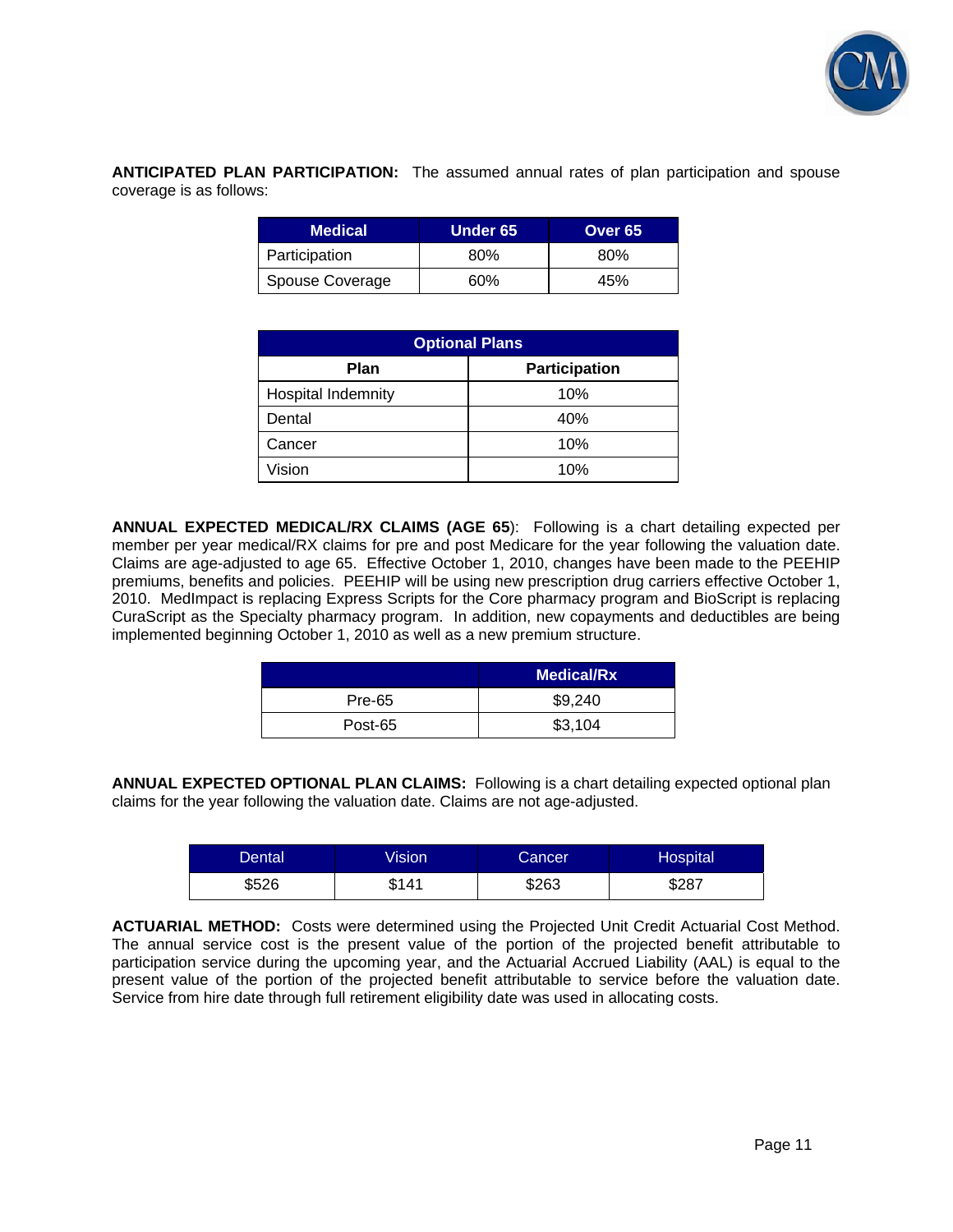**ANTICIPATED PLAN PARTICIPATION:** The assumed annual rates of plan participation and spouse coverage is as follows:

| Medical | Under 65 | Over 65 |
|---|---|---|
| Participation | 80% | 80% |
| Spouse Coverage | 60% | 45% |

| Optional Plans | |
|---|---|
| **Plan** | **Participation** |
| Hospital Indemnity | 10% |
| Dental | 40% |
| Cancer | 10% |
| Vision | 10% |

**ANNUAL EXPECTED MEDICAL/RX CLAIMS (AGE 65**): Following is a chart detailing expected per member per year medical/RX claims for pre and post Medicare for the year following the valuation date. Claims are age-adjusted to age 65. Effective October 1, 2010, changes have been made to the PEEHIP premiums, benefits and policies. PEEHIP will be using new prescription drug carriers effective October 1, 2010. MedImpact is replacing Express Scripts for the Core pharmacy program and BioScript is replacing CuraScript as the Specialty pharmacy program. In addition, new copayments and deductibles are being implemented beginning October 1, 2010 as well as a new premium structure.

| | Medical/Rx |
|---|---|
| Pre-65 | $9,240 |
| Post-65 | $3,104 |

**ANNUAL EXPECTED OPTIONAL PLAN CLAIMS:** Following is a chart detailing expected optional plan claims for the year following the valuation date. Claims are not age-adjusted.

| Dental | Vision | Cancer | Hospital |
|---|---|---|---|
| $526 | $141 | $263 | $287 |

**ACTUARIAL METHOD:** Costs were determined using the Projected Unit Credit Actuarial Cost Method. The annual service cost is the present value of the portion of the projected benefit attributable to participation service during the upcoming year, and the Actuarial Accrued Liability (AAL) is equal to the present value of the portion of the projected benefit attributable to service before the valuation date. Service from hire date through full retirement eligibility date was used in allocating costs.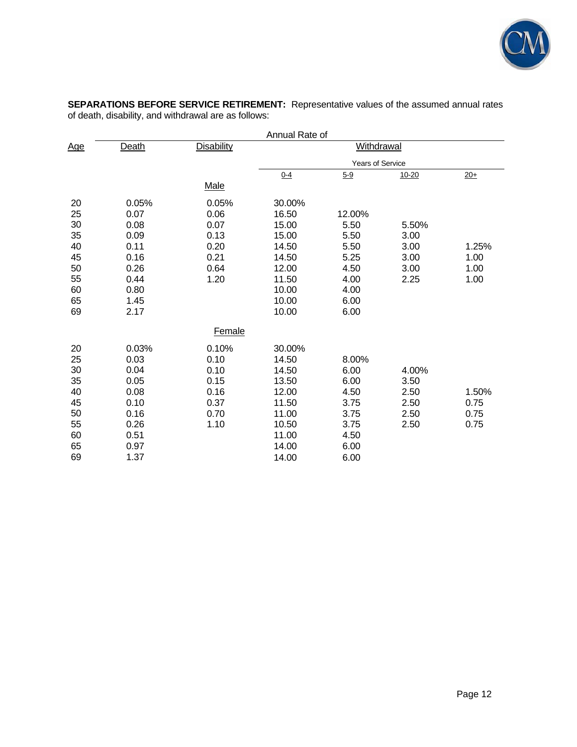**SEPARATIONS BEFORE SERVICE RETIREMENT:** Representative values of the assumed annual rates of death, disability, and withdrawal are as follows:

| | Annual Rate of | | | | | |
|---|---|---|---|---|---|---|
| Age | Death | Disability | Withdrawal | | | |
| | | | Years of Service | | | |
| | | | 0-4 | 5-9 | 10-20 | 20+ |
| | | **Male** | | | | |
| 20 | 0.05% | 0.05% | 30.00% | | | |
| 25 | 0.07 | 0.06 | 16.50 | 12.00% | | |
| 30 | 0.08 | 0.07 | 15.00 | 5.50 | 5.50% | |
| 35 | 0.09 | 0.13 | 15.00 | 5.50 | 3.00 | |
| 40 | 0.11 | 0.20 | 14.50 | 5.50 | 3.00 | 1.25% |
| 45 | 0.16 | 0.21 | 14.50 | 5.25 | 3.00 | 1.00 |
| 50 | 0.26 | 0.64 | 12.00 | 4.50 | 3.00 | 1.00 |
| 55 | 0.44 | 1.20 | 11.50 | 4.00 | 2.25 | 1.00 |
| 60 | 0.80 | | 10.00 | 4.00 | | |
| 65 | 1.45 | | 10.00 | 6.00 | | |
| 69 | 2.17 | | 10.00 | 6.00 | | |
| | | **Female** | | | | |
| 20 | 0.03% | 0.10% | 30.00% | | | |
| 25 | 0.03 | 0.10 | 14.50 | 8.00% | | |
| 30 | 0.04 | 0.10 | 14.50 | 6.00 | 4.00% | |
| 35 | 0.05 | 0.15 | 13.50 | 6.00 | 3.50 | |
| 40 | 0.08 | 0.16 | 12.00 | 4.50 | 2.50 | 1.50% |
| 45 | 0.10 | 0.37 | 11.50 | 3.75 | 2.50 | 0.75 |
| 50 | 0.16 | 0.70 | 11.00 | 3.75 | 2.50 | 0.75 |
| 55 | 0.26 | 1.10 | 10.50 | 3.75 | 2.50 | 0.75 |
| 60 | 0.51 | | 11.00 | 4.50 | | |
| 65 | 0.97 | | 14.00 | 6.00 | | |
| 69 | 1.37 | | 14.00 | 6.00 | | |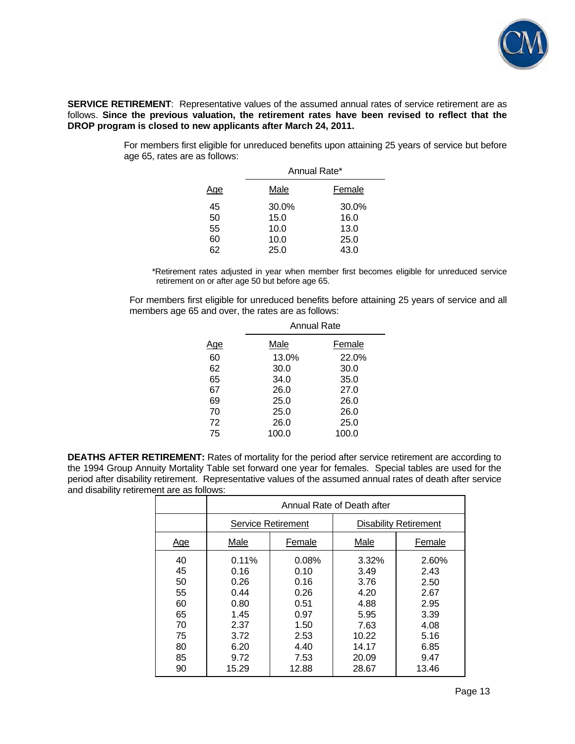**SERVICE RETIREMENT**: Representative values of the assumed annual rates of service retirement are as follows. **Since the previous valuation, the retirement rates have been revised to reflect that the DROP program is closed to new applicants after March 24, 2011.**

For members first eligible for unreduced benefits upon attaining 25 years of service but before age 65, rates are as follows:

| | Annual Rate* | |
|---|---|---|
| Age | Male | Female |
| 45 | 30.0% | 30.0% |
| 50 | 15.0 | 16.0 |
| 55 | 10.0 | 13.0 |
| 60 | 10.0 | 25.0 |
| 62 | 25.0 | 43.0 |

*Retirement rates adjusted in year when member first becomes eligible for unreduced service retirement on or after age 50 but before age 65.

For members first eligible for unreduced benefits before attaining 25 years of service and all members age 65 and over, the rates are as follows:

| | Annual Rate | |
|---|---|---|
| Age | Male | Female |
| 60 | 13.0% | 22.0% |
| 62 | 30.0 | 30.0 |
| 65 | 34.0 | 35.0 |
| 67 | 26.0 | 27.0 |
| 69 | 25.0 | 26.0 |
| 70 | 25.0 | 26.0 |
| 72 | 26.0 | 25.0 |
| 75 | 100.0 | 100.0 |

**DEATHS AFTER RETIREMENT:** Rates of mortality for the period after service retirement are according to the 1994 Group Annuity Mortality Table set forward one year for females. Special tables are used for the period after disability retirement. Representative values of the assumed annual rates of death after service and disability retirement are as follows:

| | Annual Rate of Death after | | | |
|---|---|---|---|---|
| | Service Retirement | | Disability Retirement | |
| Age | Male | Female | Male | Female |
| 40 | 0.11% | 0.08% | 3.32% | 2.60% |
| 45 | 0.16 | 0.10 | 3.49 | 2.43 |
| 50 | 0.26 | 0.16 | 3.76 | 2.50 |
| 55 | 0.44 | 0.26 | 4.20 | 2.67 |
| 60 | 0.80 | 0.51 | 4.88 | 2.95 |
| 65 | 1.45 | 0.97 | 5.95 | 3.39 |
| 70 | 2.37 | 1.50 | 7.63 | 4.08 |
| 75 | 3.72 | 2.53 | 10.22 | 5.16 |
| 80 | 6.20 | 4.40 | 14.17 | 6.85 |
| 85 | 9.72 | 7.53 | 20.09 | 9.47 |
| 90 | 15.29 | 12.88 | 28.67 | 13.46 |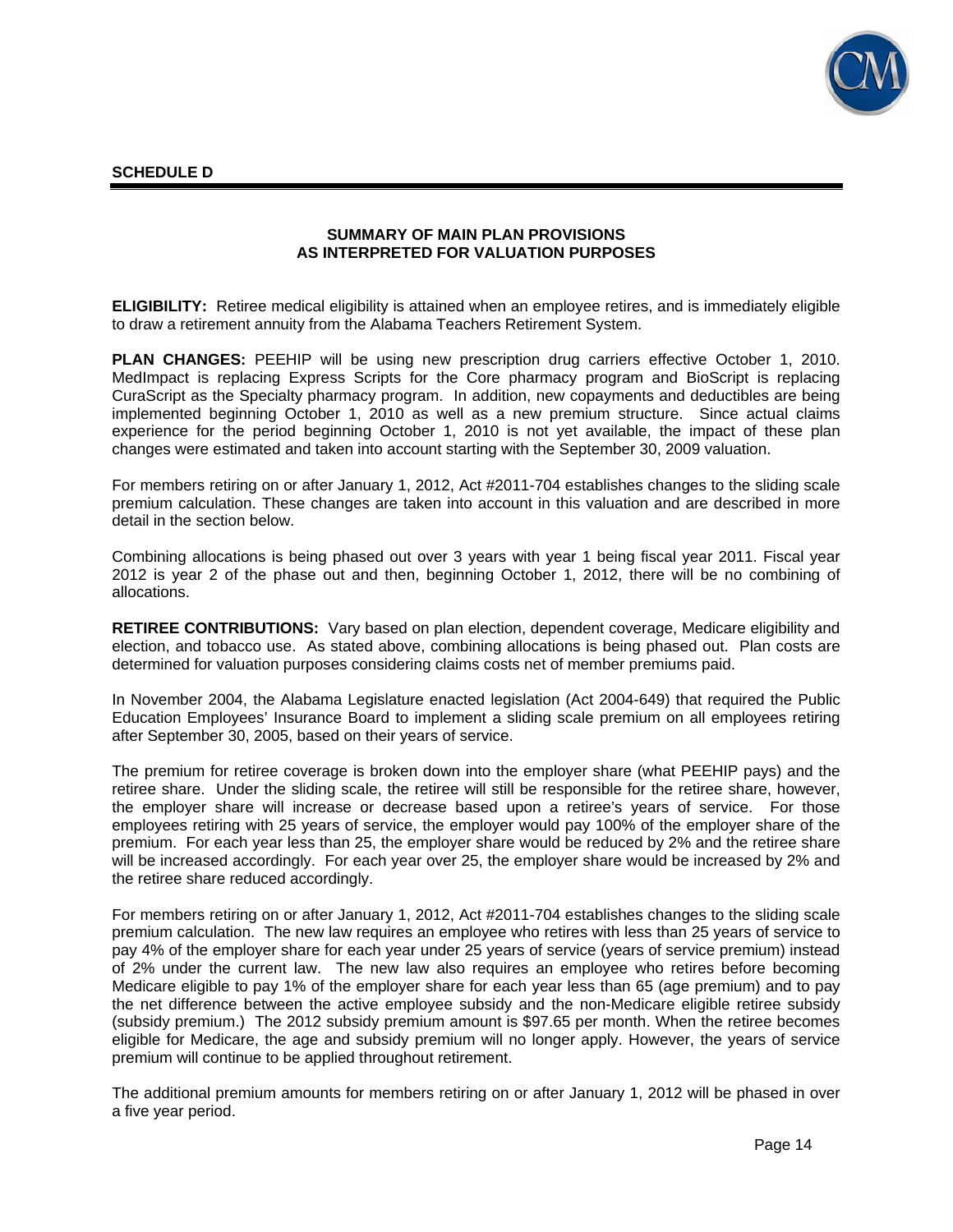**SCHEDULE D**

## SUMMARY OF MAIN PLAN PROVISIONS AS INTERPRETED FOR VALUATION PURPOSES

**ELIGIBILITY:** Retiree medical eligibility is attained when an employee retires, and is immediately eligible to draw a retirement annuity from the Alabama Teachers Retirement System.

**PLAN CHANGES:** PEEHIP will be using new prescription drug carriers effective October 1, 2010. MedImpact is replacing Express Scripts for the Core pharmacy program and BioScript is replacing CuraScript as the Specialty pharmacy program. In addition, new copayments and deductibles are being implemented beginning October 1, 2010 as well as a new premium structure. Since actual claims experience for the period beginning October 1, 2010 is not yet available, the impact of these plan changes were estimated and taken into account starting with the September 30, 2009 valuation.

For members retiring on or after January 1, 2012, Act #2011-704 establishes changes to the sliding scale premium calculation. These changes are taken into account in this valuation and are described in more detail in the section below.

Combining allocations is being phased out over 3 years with year 1 being fiscal year 2011. Fiscal year 2012 is year 2 of the phase out and then, beginning October 1, 2012, there will be no combining of allocations.

**RETIREE CONTRIBUTIONS:** Vary based on plan election, dependent coverage, Medicare eligibility and election, and tobacco use. As stated above, combining allocations is being phased out. Plan costs are determined for valuation purposes considering claims costs net of member premiums paid.

In November 2004, the Alabama Legislature enacted legislation (Act 2004-649) that required the Public Education Employees' Insurance Board to implement a sliding scale premium on all employees retiring after September 30, 2005, based on their years of service.

The premium for retiree coverage is broken down into the employer share (what PEEHIP pays) and the retiree share. Under the sliding scale, the retiree will still be responsible for the retiree share, however, the employer share will increase or decrease based upon a retiree's years of service. For those employees retiring with 25 years of service, the employer would pay 100% of the employer share of the premium. For each year less than 25, the employer share would be reduced by 2% and the retiree share will be increased accordingly. For each year over 25, the employer share would be increased by 2% and the retiree share reduced accordingly.

For members retiring on or after January 1, 2012, Act #2011-704 establishes changes to the sliding scale premium calculation. The new law requires an employee who retires with less than 25 years of service to pay 4% of the employer share for each year under 25 years of service (years of service premium) instead of 2% under the current law. The new law also requires an employee who retires before becoming Medicare eligible to pay 1% of the employer share for each year less than 65 (age premium) and to pay the net difference between the active employee subsidy and the non-Medicare eligible retiree subsidy (subsidy premium.) The 2012 subsidy premium amount is $97.65 per month. When the retiree becomes eligible for Medicare, the age and subsidy premium will no longer apply. However, the years of service premium will continue to be applied throughout retirement.

The additional premium amounts for members retiring on or after January 1, 2012 will be phased in over a five year period.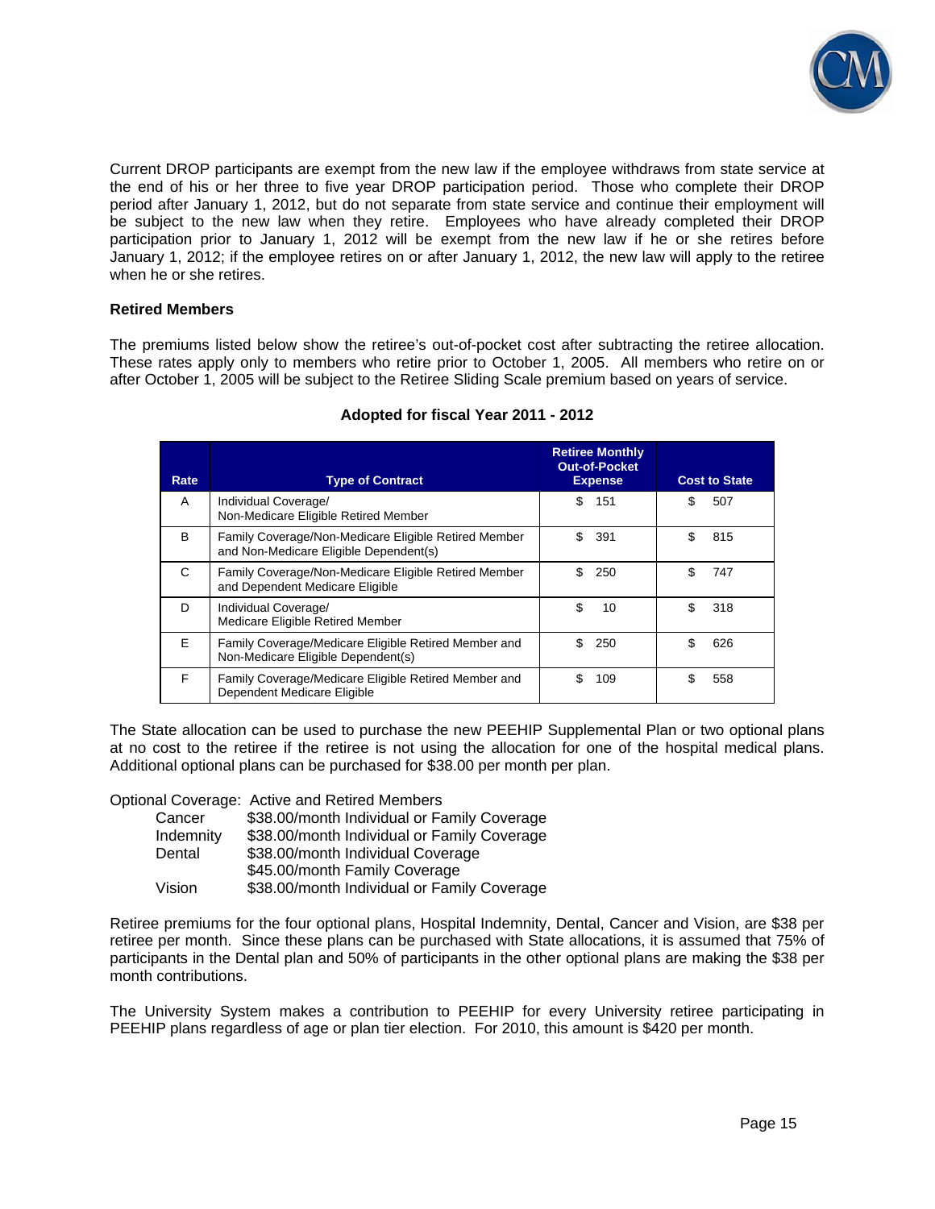Current DROP participants are exempt from the new law if the employee withdraws from state service at the end of his or her three to five year DROP participation period. Those who complete their DROP period after January 1, 2012, but do not separate from state service and continue their employment will be subject to the new law when they retire. Employees who have already completed their DROP participation prior to January 1, 2012 will be exempt from the new law if he or she retires before January 1, 2012; if the employee retires on or after January 1, 2012, the new law will apply to the retiree when he or she retires.

### Retired Members

The premiums listed below show the retiree's out-of-pocket cost after subtracting the retiree allocation. These rates apply only to members who retire prior to October 1, 2005. All members who retire on or after October 1, 2005 will be subject to the Retiree Sliding Scale premium based on years of service.

**Adopted for fiscal Year 2011 - 2012**

| Rate | Type of Contract | Retiree Monthly Out-of-Pocket Expense | Cost to State |
|---|---|---|---|
| A | Individual Coverage/ Non-Medicare Eligible Retired Member | $ 151 | $ 507 |
| B | Family Coverage/Non-Medicare Eligible Retired Member and Non-Medicare Eligible Dependent(s) | $ 391 | $ 815 |
| C | Family Coverage/Non-Medicare Eligible Retired Member and Dependent Medicare Eligible | $ 250 | $ 747 |
| D | Individual Coverage/ Medicare Eligible Retired Member | $ 10 | $ 318 |
| E | Family Coverage/Medicare Eligible Retired Member and Non-Medicare Eligible Dependent(s) | $ 250 | $ 626 |
| F | Family Coverage/Medicare Eligible Retired Member and Dependent Medicare Eligible | $ 109 | $ 558 |

The State allocation can be used to purchase the new PEEHIP Supplemental Plan or two optional plans at no cost to the retiree if the retiree is not using the allocation for one of the hospital medical plans. Additional optional plans can be purchased for $38.00 per month per plan.

Optional Coverage: Active and Retired Members

| | |
|---|---|
| Cancer | $38.00/month Individual or Family Coverage |
| Indemnity | $38.00/month Individual or Family Coverage |
| Dental | $38.00/month Individual Coverage |
| | $45.00/month Family Coverage |
| Vision | $38.00/month Individual or Family Coverage |

Retiree premiums for the four optional plans, Hospital Indemnity, Dental, Cancer and Vision, are $38 per retiree per month. Since these plans can be purchased with State allocations, it is assumed that 75% of participants in the Dental plan and 50% of participants in the other optional plans are making the $38 per month contributions.

The University System makes a contribution to PEEHIP for every University retiree participating in PEEHIP plans regardless of age or plan tier election. For 2010, this amount is $420 per month.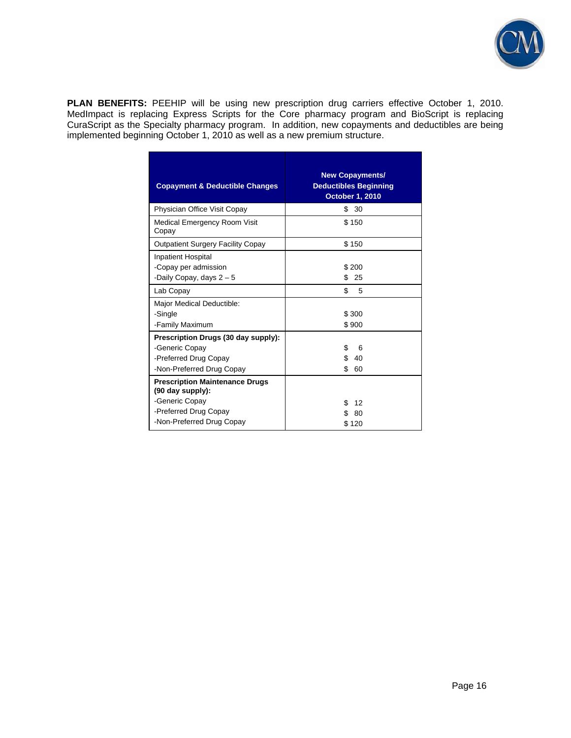**PLAN BENEFITS:** PEEHIP will be using new prescription drug carriers effective October 1, 2010. MedImpact is replacing Express Scripts for the Core pharmacy program and BioScript is replacing CuraScript as the Specialty pharmacy program. In addition, new copayments and deductibles are being implemented beginning October 1, 2010 as well as a new premium structure.

| Copayment & Deductible Changes | New Copayments/ Deductibles Beginning October 1, 2010 |
|---|---|
| Physician Office Visit Copay | $ 30 |
| Medical Emergency Room Visit Copay | $ 150 |
| Outpatient Surgery Facility Copay | $ 150 |
| Inpatient Hospital<br>-Copay per admission<br>-Daily Copay, days 2 – 5 | <br>$ 200<br>$ 25 |
| Lab Copay | $ 5 |
| Major Medical Deductible:<br>-Single<br>-Family Maximum | <br>$ 300<br>$ 900 |
| **Prescription Drugs (30 day supply):**<br>-Generic Copay<br>-Preferred Drug Copay<br>-Non-Preferred Drug Copay | <br>$ 6<br>$ 40<br>$ 60 |
| **Prescription Maintenance Drugs (90 day supply):**<br>-Generic Copay<br>-Preferred Drug Copay<br>-Non-Preferred Drug Copay | <br>$ 12<br>$ 80<br>$ 120 |